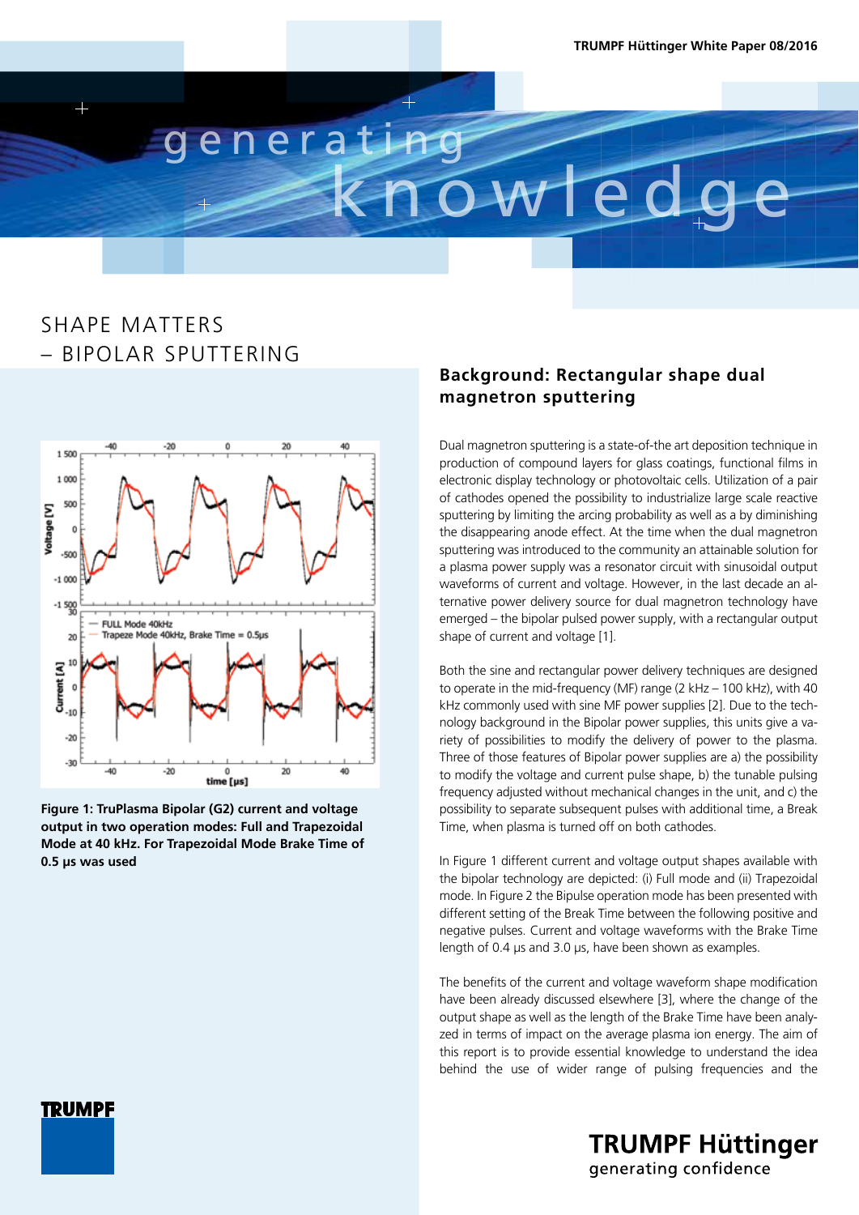# SHAPE MATTERS – BIPOLAR SPUTTERING

**Figure 1: TruPlasma Bipolar (G2) current and voltage output in two operation modes: Full and Trapezoidal Mode at 40 kHz. For Trapezoidal Mode Brake Time of 0.5 µs was used**

## Background: Rectangular shape dual magnetron sputtering

Dual magnetron sputtering is a state-of-the art deposition technique in production of compound layers for glass coatings, functional films in electronic display technology or photovoltaic cells. Utilization of a pair of cathodes opened the possibility to industrialize large scale reactive sputtering by limiting the arcing probability as well as a by diminishing the disappearing anode effect. At the time when the dual magnetron sputtering was introduced to the community an attainable solution for a plasma power supply was a resonator circuit with sinusoidal output waveforms of current and voltage. However, in the last decade an alternative power delivery source for dual magnetron technology have emerged – the bipolar pulsed power supply, with a rectangular output shape of current and voltage [1].

Both the sine and rectangular power delivery techniques are designed to operate in the mid-frequency (MF) range (2 kHz – 100 kHz), with 40 kHz commonly used with sine MF power supplies [2]. Due to the technology background in the Bipolar power supplies, this units give a variety of possibilities to modify the delivery of power to the plasma. Three of those features of Bipolar power supplies are a) the possibility to modify the voltage and current pulse shape, b) the tunable pulsing frequency adjusted without mechanical changes in the unit, and c) the possibility to separate subsequent pulses with additional time, a Break Time, when plasma is turned off on both cathodes.

In Figure 1 different current and voltage output shapes available with the bipolar technology are depicted: (i) Full mode and (ii) Trapezoidal mode. In Figure 2 the Bipulse operation mode has been presented with different setting of the Break Time between the following positive and negative pulses. Current and voltage waveforms with the Brake Time length of 0.4 µs and 3.0 µs, have been shown as examples.

The benefits of the current and voltage waveform shape modification have been already discussed elsewhere [3], where the change of the output shape as well as the length of the Brake Time have been analyzed in terms of impact on the average plasma ion energy. The aim of this report is to provide essential knowledge to understand the idea behind the use of wider range of pulsing frequencies and the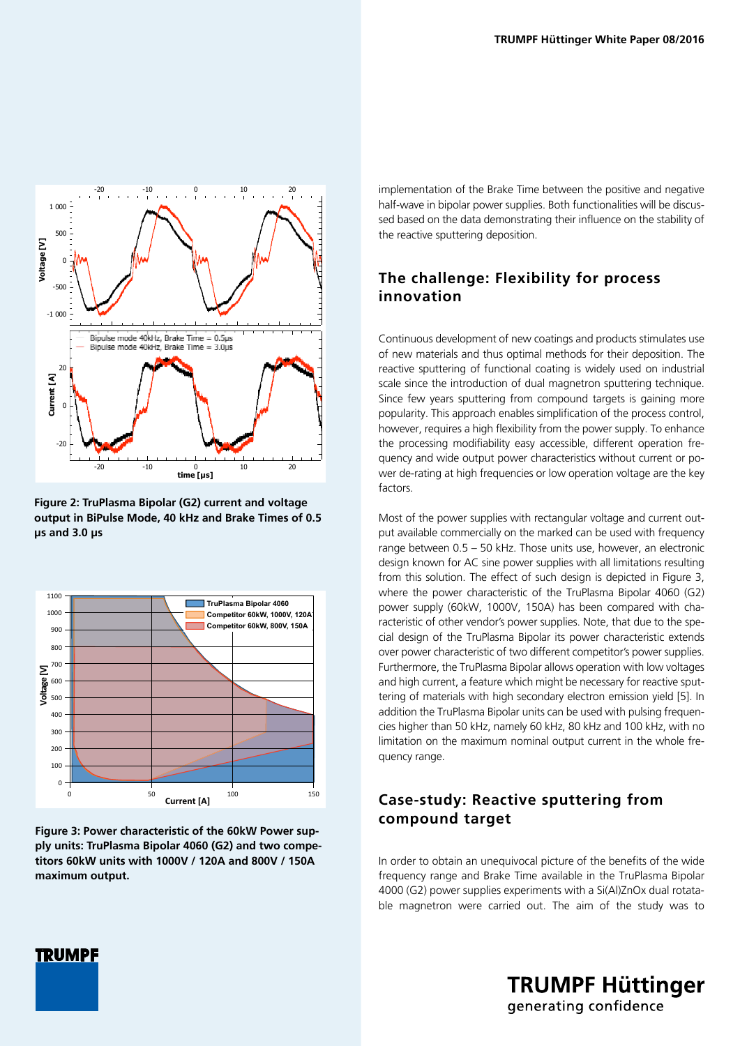Figure 2: TruPlasma Bipolar (G2) current and voltage output in BiPulse Mode, 40 kHz and Brake Times of 0.5 µs and 3.0 µs

Figure 3: Power characteristic of the 60kW Power supply units: TruPlasma Bipolar 4060 (G2) and two competitors 60kW units with 1000V / 120A and 800V / 150A maximum output.

implementation of the Brake Time between the positive and negative half-wave in bipolar power supplies. Both functionalities will be discussed based on the data demonstrating their influence on the stability of the reactive sputtering deposition.

## The challenge: Flexibility for process innovation

Continuous development of new coatings and products stimulates use of new materials and thus optimal methods for their deposition. The reactive sputtering of functional coating is widely used on industrial scale since the introduction of dual magnetron sputtering technique. Since few years sputtering from compound targets is gaining more popularity. This approach enables simplification of the process control, however, requires a high flexibility from the power supply. To enhance the processing modifiability easy accessible, different operation frequency and wide output power characteristics without current or power de-rating at high frequencies or low operation voltage are the key factors.

Most of the power supplies with rectangular voltage and current output available commercially on the marked can be used with frequency range between 0.5 – 50 kHz. Those units use, however, an electronic design known for AC sine power supplies with all limitations resulting from this solution. The effect of such design is depicted in Figure 3, where the power characteristic of the TruPlasma Bipolar 4060 (G2) power supply (60kW, 1000V, 150A) has been compared with characteristic of other vendor's power supplies. Note, that due to the special design of the TruPlasma Bipolar its power characteristic extends over power characteristic of two different competitor's power supplies. Furthermore, the TruPlasma Bipolar allows operation with low voltages and high current, a feature which might be necessary for reactive sputtering of materials with high secondary electron emission yield [5]. In addition the TruPlasma Bipolar units can be used with pulsing frequencies higher than 50 kHz, namely 60 kHz, 80 kHz and 100 kHz, with no limitation on the maximum nominal output current in the whole frequency range.

## Case-study: Reactive sputtering from compound target

In order to obtain an unequivocal picture of the benefits of the wide frequency range and Brake Time available in the TruPlasma Bipolar 4000 (G2) power supplies experiments with a Si(Al)ZnOx dual rotatable magnetron were carried out. The aim of the study was to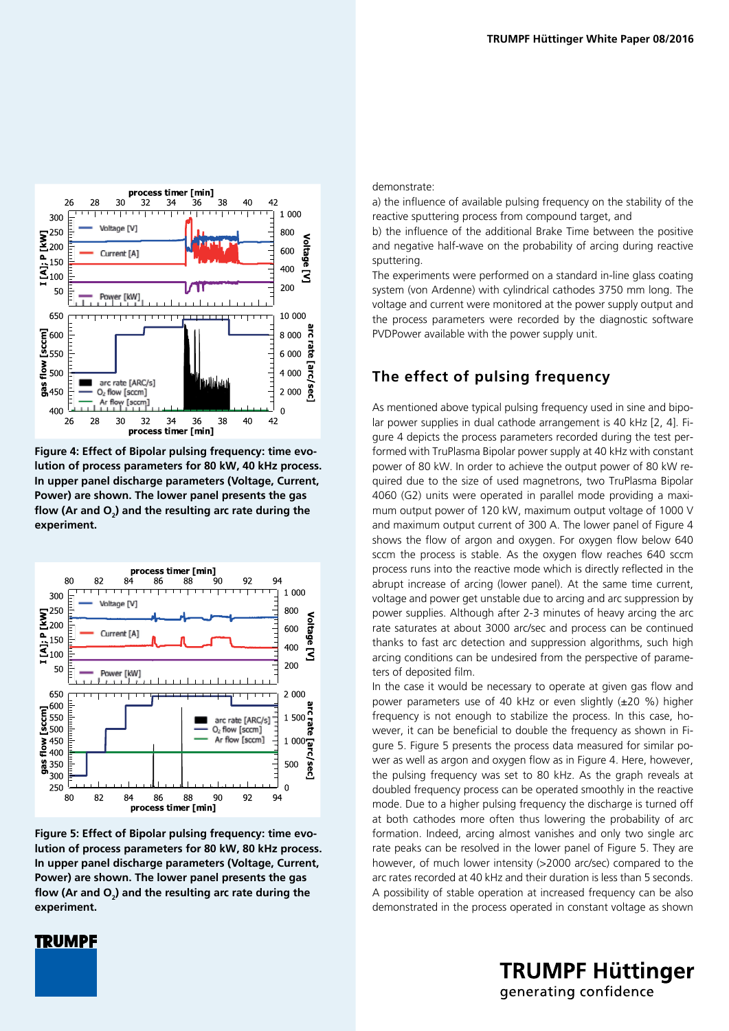Figure 4: Effect of Bipolar pulsing frequency: time evolution of process parameters for 80 kW, 40 kHz process. In upper panel discharge parameters (Voltage, Current, Power) are shown. The lower panel presents the gas flow (Ar and $O_2$) and the resulting arc rate during the experiment.

Figure 5: Effect of Bipolar pulsing frequency: time evolution of process parameters for 80 kW, 80 kHz process. In upper panel discharge parameters (Voltage, Current, Power) are shown. The lower panel presents the gas flow (Ar and $O_2$) and the resulting arc rate during the experiment.

demonstrate:

a) the influence of available pulsing frequency on the stability of the reactive sputtering process from compound target, and

b) the influence of the additional Brake Time between the positive and negative half-wave on the probability of arcing during reactive sputtering.

The experiments were performed on a standard in-line glass coating system (von Ardenne) with cylindrical cathodes 3750 mm long. The voltage and current were monitored at the power supply output and the process parameters were recorded by the diagnostic software PVDPower available with the power supply unit.

## The effect of pulsing frequency

As mentioned above typical pulsing frequency used in sine and bipolar power supplies in dual cathode arrangement is 40 kHz [2, 4]. Figure 4 depicts the process parameters recorded during the test performed with TruPlasma Bipolar power supply at 40 kHz with constant power of 80 kW. In order to achieve the output power of 80 kW required due to the size of used magnetrons, two TruPlasma Bipolar 4060 (G2) units were operated in parallel mode providing a maximum output power of 120 kW, maximum output voltage of 1000 V and maximum output current of 300 A. The lower panel of Figure 4 shows the flow of argon and oxygen. For oxygen flow below 640 sccm the process is stable. As the oxygen flow reaches 640 sccm process runs into the reactive mode which is directly reflected in the abrupt increase of arcing (lower panel). At the same time current, voltage and power get unstable due to arcing and arc suppression by power supplies. Although after 2-3 minutes of heavy arcing the arc rate saturates at about 3000 arc/sec and process can be continued thanks to fast arc detection and suppression algorithms, such high arcing conditions can be undesired from the perspective of parameters of deposited film.

In the case it would be necessary to operate at given gas flow and power parameters use of 40 kHz or even slightly (±20 %) higher frequency is not enough to stabilize the process. In this case, however, it can be beneficial to double the frequency as shown in Figure 5. Figure 5 presents the process data measured for similar power as well as argon and oxygen flow as in Figure 4. Here, however, the pulsing frequency was set to 80 kHz. As the graph reveals at doubled frequency process can be operated smoothly in the reactive mode. Due to a higher pulsing frequency the discharge is turned off at both cathodes more often thus lowering the probability of arc formation. Indeed, arcing almost vanishes and only two single arc rate peaks can be resolved in the lower panel of Figure 5. They are however, of much lower intensity (>2000 arc/sec) compared to the arc rates recorded at 40 kHz and their duration is less than 5 seconds. A possibility of stable operation at increased frequency can be also demonstrated in the process operated in constant voltage as shown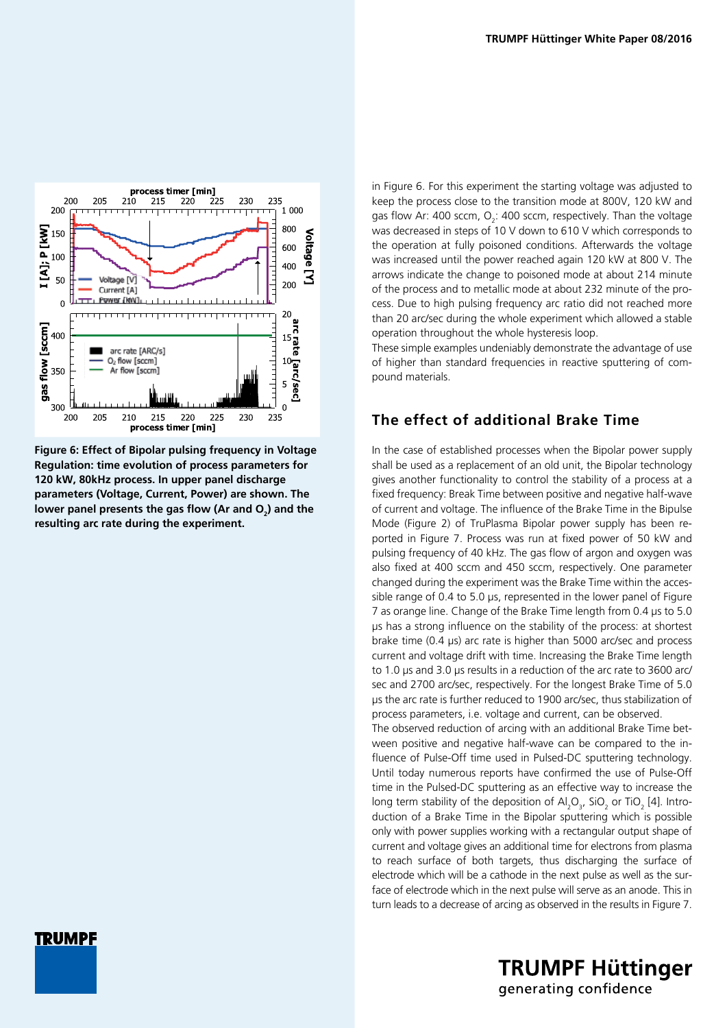**Figure 6: Effect of Bipolar pulsing frequency in Voltage Regulation: time evolution of process parameters for 120 kW, 80kHz process. In upper panel discharge parameters (Voltage, Current, Power) are shown. The lower panel presents the gas flow (Ar and $O_2$) and the resulting arc rate during the experiment.**

in Figure 6. For this experiment the starting voltage was adjusted to keep the process close to the transition mode at 800V, 120 kW and gas flow Ar: 400 sccm, $O_2$: 400 sccm, respectively. Than the voltage was decreased in steps of 10 V down to 610 V which corresponds to the operation at fully poisoned conditions. Afterwards the voltage was increased until the power reached again 120 kW at 800 V. The arrows indicate the change to poisoned mode at about 214 minute of the process and to metallic mode at about 232 minute of the process. Due to high pulsing frequency arc ratio did not reached more than 20 arc/sec during the whole experiment which allowed a stable operation throughout the whole hysteresis loop.

These simple examples undeniably demonstrate the advantage of use of higher than standard frequencies in reactive sputtering of compound materials.

## The effect of additional Brake Time

In the case of established processes when the Bipolar power supply shall be used as a replacement of an old unit, the Bipolar technology gives another functionality to control the stability of a process at a fixed frequency: Break Time between positive and negative half-wave of current and voltage. The influence of the Brake Time in the Bipulse Mode (Figure 2) of TruPlasma Bipolar power supply has been reported in Figure 7. Process was run at fixed power of 50 kW and pulsing frequency of 40 kHz. The gas flow of argon and oxygen was also fixed at 400 sccm and 450 sccm, respectively. One parameter changed during the experiment was the Brake Time within the accessible range of 0.4 to 5.0 µs, represented in the lower panel of Figure 7 as orange line. Change of the Brake Time length from 0.4 µs to 5.0 µs has a strong influence on the stability of the process: at shortest brake time (0.4 µs) arc rate is higher than 5000 arc/sec and process current and voltage drift with time. Increasing the Brake Time length to 1.0 µs and 3.0 µs results in a reduction of the arc rate to 3600 arc/sec and 2700 arc/sec, respectively. For the longest Brake Time of 5.0 µs the arc rate is further reduced to 1900 arc/sec, thus stabilization of process parameters, i.e. voltage and current, can be observed.

The observed reduction of arcing with an additional Brake Time between positive and negative half-wave can be compared to the influence of Pulse-Off time used in Pulsed-DC sputtering technology. Until today numerous reports have confirmed the use of Pulse-Off time in the Pulsed-DC sputtering as an effective way to increase the long term stability of the deposition of $Al_2O_3$, $SiO_2$ or $TiO_2$ [4]. Introduction of a Brake Time in the Bipolar sputtering which is possible only with power supplies working with a rectangular output shape of current and voltage gives an additional time for electrons from plasma to reach surface of both targets, thus discharging the surface of electrode which will be a cathode in the next pulse as well as the surface of electrode which in the next pulse will serve as an anode. This in turn leads to a decrease of arcing as observed in the results in Figure 7.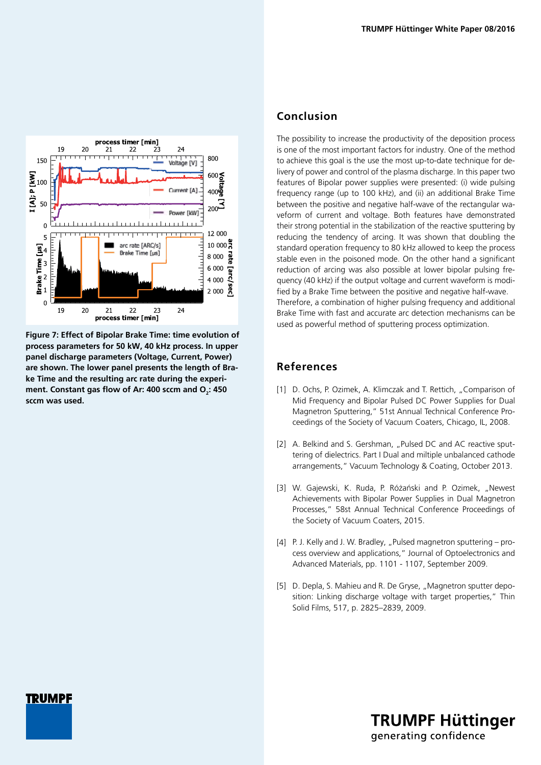Figure 7: Effect of Bipolar Brake Time: time evolution of process parameters for 50 kW, 40 kHz process. In upper panel discharge parameters (Voltage, Current, Power) are shown. The lower panel presents the length of Brake Time and the resulting arc rate during the experiment. Constant gas flow of Ar: 400 sccm and $O_2$: 450 sccm was used.

## Conclusion

The possibility to increase the productivity of the deposition process is one of the most important factors for industry. One of the method to achieve this goal is the use the most up-to-date technique for delivery of power and control of the plasma discharge. In this paper two features of Bipolar power supplies were presented: (i) wide pulsing frequency range (up to 100 kHz), and (ii) an additional Brake Time between the positive and negative half-wave of the rectangular waveform of current and voltage. Both features have demonstrated their strong potential in the stabilization of the reactive sputtering by reducing the tendency of arcing. It was shown that doubling the standard operation frequency to 80 kHz allowed to keep the process stable even in the poisoned mode. On the other hand a significant reduction of arcing was also possible at lower bipolar pulsing frequency (40 kHz) if the output voltage and current waveform is modified by a Brake Time between the positive and negative half-wave. Therefore, a combination of higher pulsing frequency and additional Brake Time with fast and accurate arc detection mechanisms can be used as powerful method of sputtering process optimization.

## References

[1] D. Ochs, P. Ozimek, A. Klimczak and T. Rettich, „Comparison of Mid Frequency and Bipolar Pulsed DC Power Supplies for Dual Magnetron Sputtering," 51st Annual Technical Conference Proceedings of the Society of Vacuum Coaters, Chicago, IL, 2008.

[2] A. Belkind and S. Gershman, „Pulsed DC and AC reactive sputtering of dielectrics. Part I Dual and miltiple unbalanced cathode arrangements," Vacuum Technology & Coating, October 2013.

[3] W. Gajewski, K. Ruda, P. Różański and P. Ozimek, „Newest Achievements with Bipolar Power Supplies in Dual Magnetron Processes," 58st Annual Technical Conference Proceedings of the Society of Vacuum Coaters, 2015.

[4] P. J. Kelly and J. W. Bradley, „Pulsed magnetron sputtering – process overview and applications," Journal of Optoelectronics and Advanced Materials, pp. 1101 - 1107, September 2009.

[5] D. Depla, S. Mahieu and R. De Gryse, „Magnetron sputter deposition: Linking discharge voltage with target properties," Thin Solid Films, 517, p. 2825–2839, 2009.

TRUMPF Hüttinger
generating confidence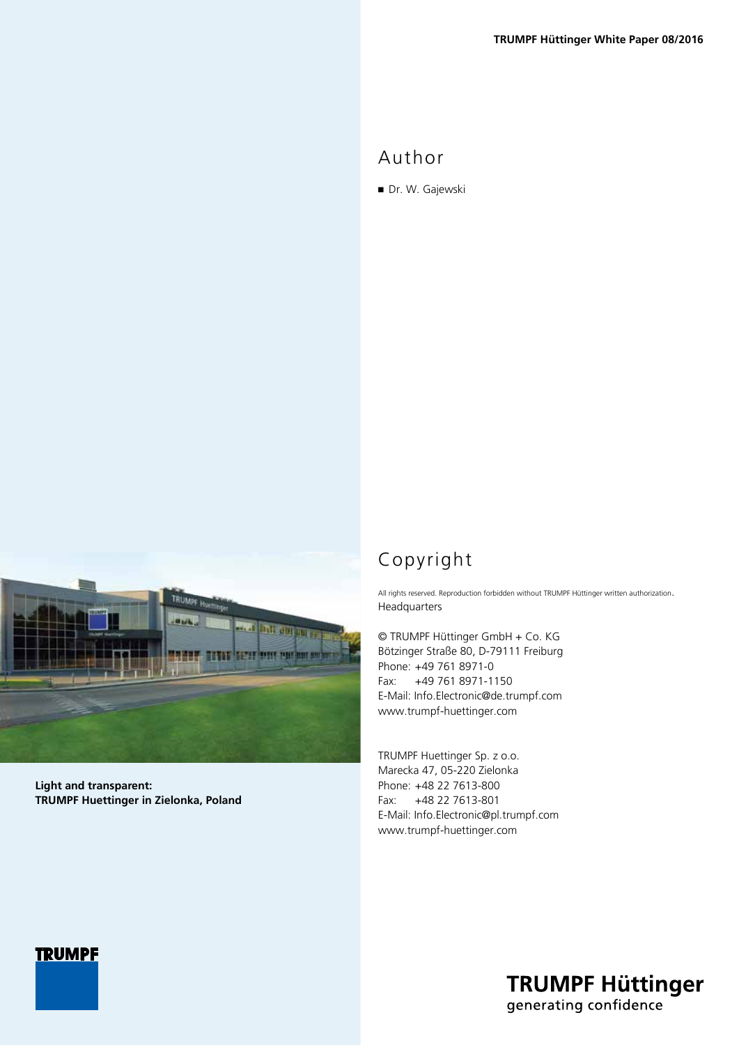## Author

- Dr. W. Gajewski

## Copyright

All rights reserved. Reproduction forbidden without TRUMPF Hüttinger written authorization.

Headquarters

© TRUMPF Hüttinger GmbH + Co. KG
Bötzinger Straße 80, D-79111 Freiburg
Phone: +49 761 8971-0
Fax: +49 761 8971-1150
E-Mail: Info.Electronic@de.trumpf.com
www.trumpf-huettinger.com

TRUMPF Huettinger Sp. z o.o.
Marecka 47, 05-220 Zielonka
Phone: +48 22 7613-800
Fax: +48 22 7613-801
E-Mail: Info.Electronic@pl.trumpf.com
www.trumpf-huettinger.com

**Light and transparent:**
**TRUMPF Huettinger in Zielonka, Poland**

TRUMPF

**TRUMPF Hüttinger**
generating confidence